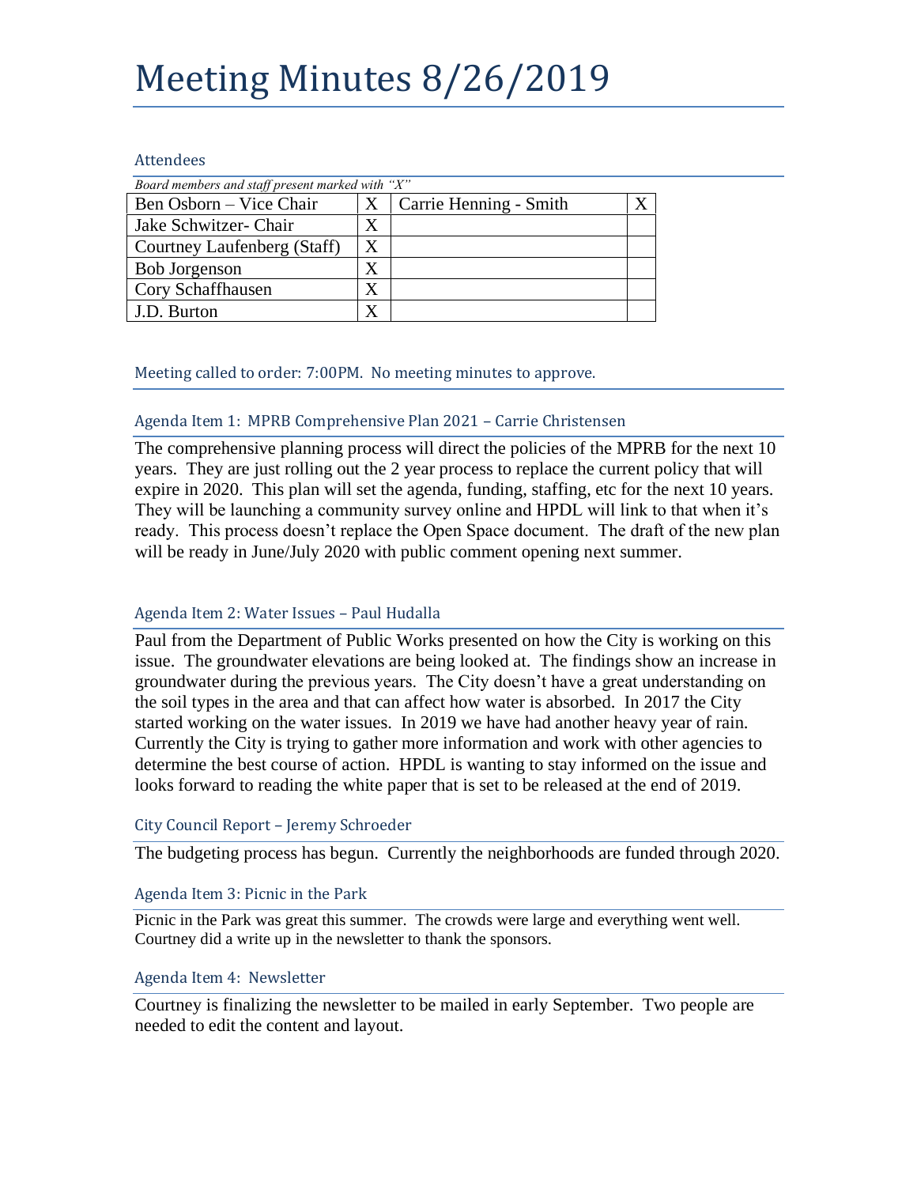# Meeting Minutes 8/26/2019

## Attendees

*Board members and staff present marked with "X"*

| | | | |
|---|---|---|---|
| Ben Osborn – Vice Chair | X | Carrie Henning - Smith | X |
| Jake Schwitzer- Chair | X | | |
| Courtney Laufenberg (Staff) | X | | |
| Bob Jorgenson | X | | |
| Cory Schaffhausen | X | | |
| J.D. Burton | X | | |

## Meeting called to order: 7:00PM. No meeting minutes to approve.

### Agenda Item 1: MPRB Comprehensive Plan 2021 – Carrie Christensen

The comprehensive planning process will direct the policies of the MPRB for the next 10 years. They are just rolling out the 2 year process to replace the current policy that will expire in 2020. This plan will set the agenda, funding, staffing, etc for the next 10 years. They will be launching a community survey online and HPDL will link to that when it's ready. This process doesn't replace the Open Space document. The draft of the new plan will be ready in June/July 2020 with public comment opening next summer.

### Agenda Item 2: Water Issues – Paul Hudalla

Paul from the Department of Public Works presented on how the City is working on this issue. The groundwater elevations are being looked at. The findings show an increase in groundwater during the previous years. The City doesn't have a great understanding on the soil types in the area and that can affect how water is absorbed. In 2017 the City started working on the water issues. In 2019 we have had another heavy year of rain. Currently the City is trying to gather more information and work with other agencies to determine the best course of action. HPDL is wanting to stay informed on the issue and looks forward to reading the white paper that is set to be released at the end of 2019.

### City Council Report – Jeremy Schroeder

The budgeting process has begun. Currently the neighborhoods are funded through 2020.

### Agenda Item 3: Picnic in the Park

Picnic in the Park was great this summer. The crowds were large and everything went well. Courtney did a write up in the newsletter to thank the sponsors.

### Agenda Item 4: Newsletter

Courtney is finalizing the newsletter to be mailed in early September. Two people are needed to edit the content and layout.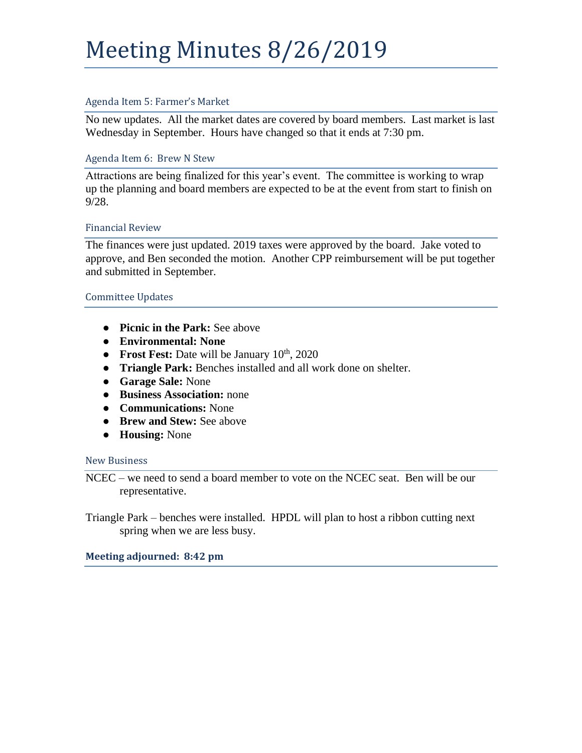# Meeting Minutes 8/26/2019

### Agenda Item 5: Farmer's Market

No new updates. All the market dates are covered by board members. Last market is last Wednesday in September. Hours have changed so that it ends at 7:30 pm.

### Agenda Item 6: Brew N Stew

Attractions are being finalized for this year's event. The committee is working to wrap up the planning and board members are expected to be at the event from start to finish on 9/28.

### Financial Review

The finances were just updated. 2019 taxes were approved by the board. Jake voted to approve, and Ben seconded the motion. Another CPP reimbursement will be put together and submitted in September.

### Committee Updates

- **Picnic in the Park:** See above
- **Environmental: None**
- **Frost Fest:** Date will be January 10th, 2020
- **Triangle Park:** Benches installed and all work done on shelter.
- **Garage Sale:** None
- **Business Association:** none
- **Communications:** None
- **Brew and Stew:** See above
- **Housing:** None

### New Business

NCEC – we need to send a board member to vote on the NCEC seat. Ben will be our representative.

Triangle Park – benches were installed. HPDL will plan to host a ribbon cutting next spring when we are less busy.

**Meeting adjourned: 8:42 pm**